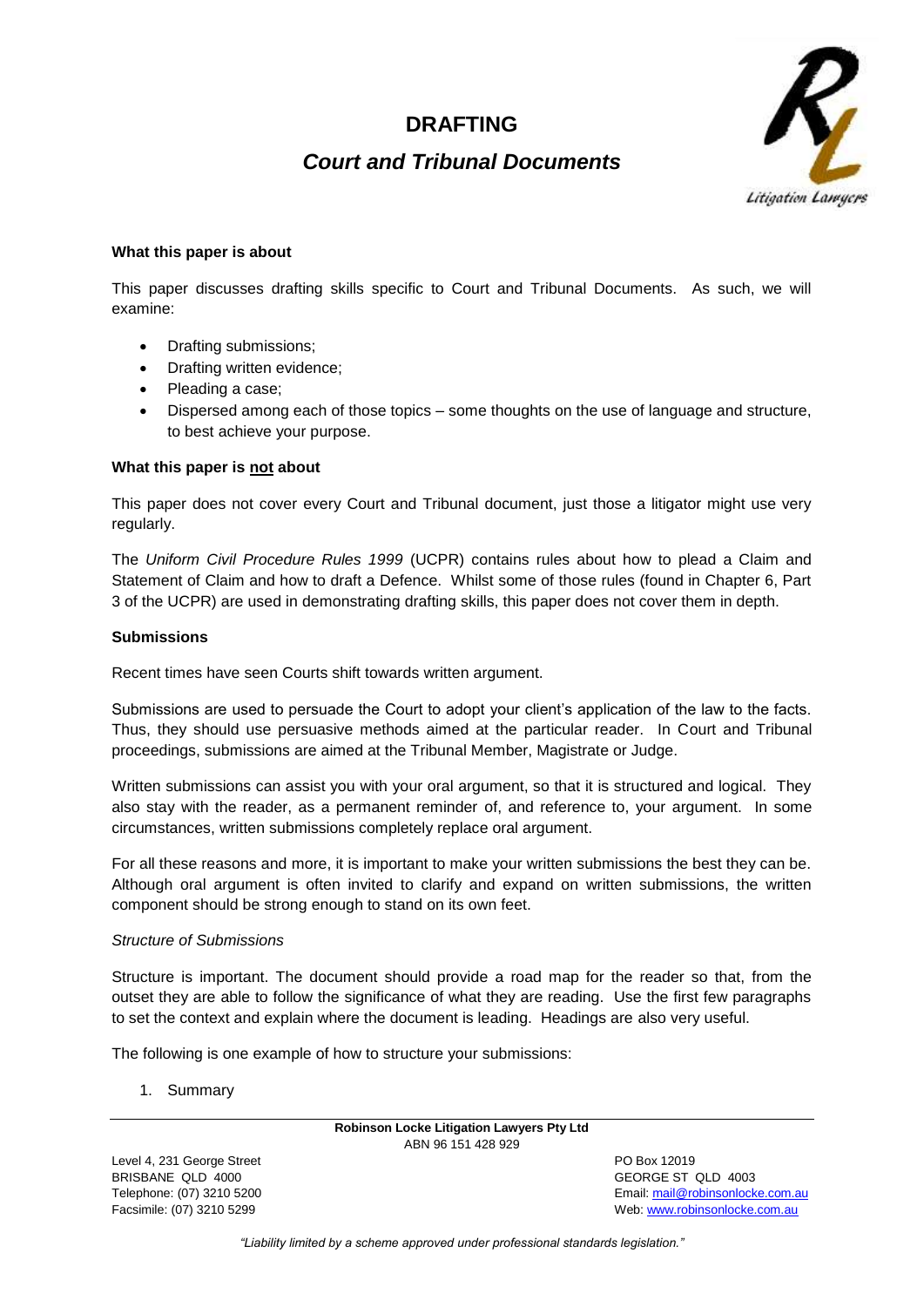# DRAFTING

## *Court and Tribunal Documents*

**What this paper is about**

This paper discusses drafting skills specific to Court and Tribunal Documents. As such, we will examine:

- Drafting submissions;
- Drafting written evidence;
- Pleading a case;
- Dispersed among each of those topics – some thoughts on the use of language and structure, to best achieve your purpose.

**What this paper is <u>not</u> about**

This paper does not cover every Court and Tribunal document, just those a litigator might use very regularly.

The *Uniform Civil Procedure Rules 1999* (UCPR) contains rules about how to plead a Claim and Statement of Claim and how to draft a Defence. Whilst some of those rules (found in Chapter 6, Part 3 of the UCPR) are used in demonstrating drafting skills, this paper does not cover them in depth.

**Submissions**

Recent times have seen Courts shift towards written argument.

Submissions are used to persuade the Court to adopt your client's application of the law to the facts. Thus, they should use persuasive methods aimed at the particular reader. In Court and Tribunal proceedings, submissions are aimed at the Tribunal Member, Magistrate or Judge.

Written submissions can assist you with your oral argument, so that it is structured and logical. They also stay with the reader, as a permanent reminder of, and reference to, your argument. In some circumstances, written submissions completely replace oral argument.

For all these reasons and more, it is important to make your written submissions the best they can be. Although oral argument is often invited to clarify and expand on written submissions, the written component should be strong enough to stand on its own feet.

*Structure of Submissions*

Structure is important. The document should provide a road map for the reader so that, from the outset they are able to follow the significance of what they are reading. Use the first few paragraphs to set the context and explain where the document is leading. Headings are also very useful.

The following is one example of how to structure your submissions:

1. Summary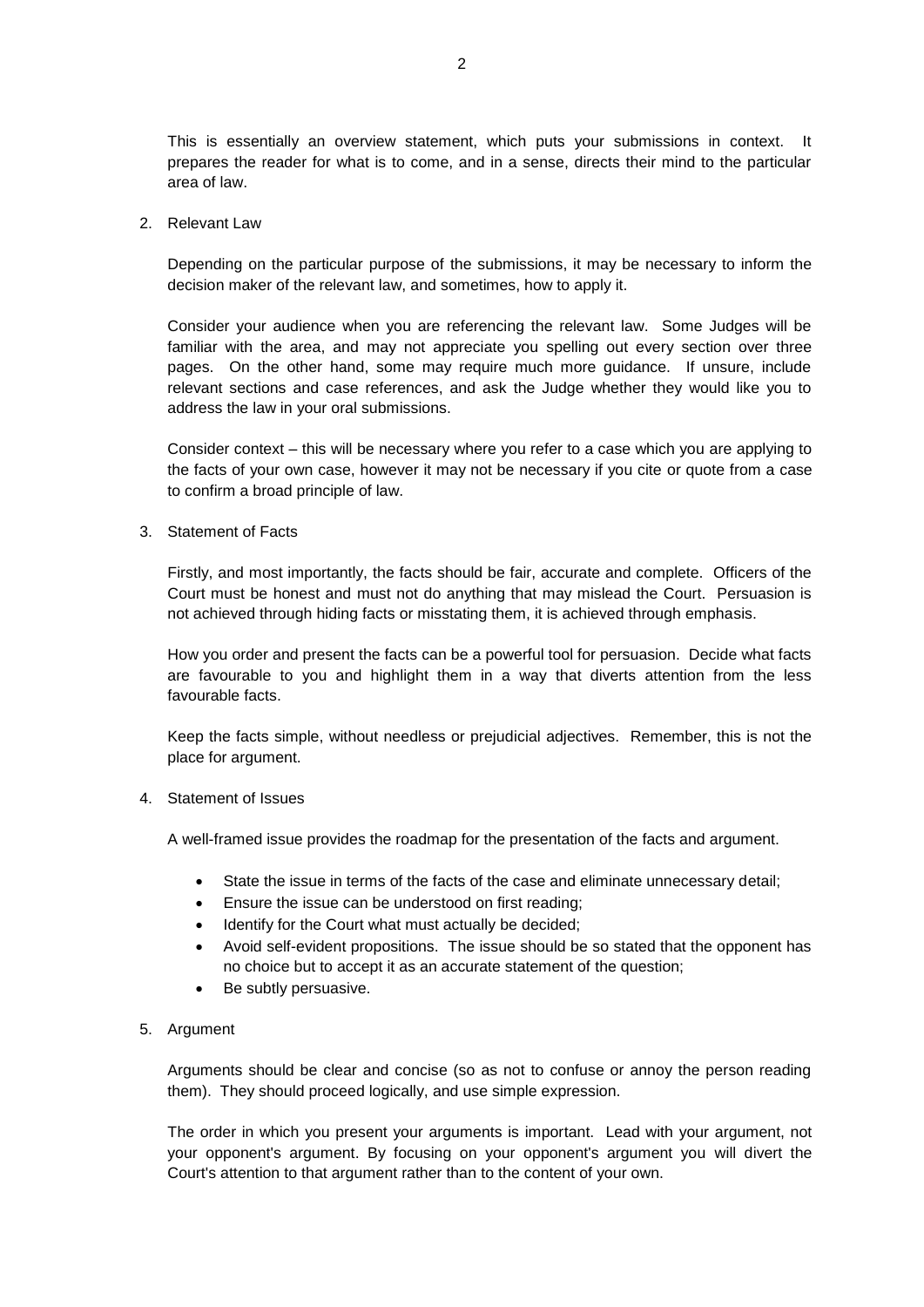This is essentially an overview statement, which puts your submissions in context. It prepares the reader for what is to come, and in a sense, directs their mind to the particular area of law.

2. Relevant Law

   Depending on the particular purpose of the submissions, it may be necessary to inform the decision maker of the relevant law, and sometimes, how to apply it.

   Consider your audience when you are referencing the relevant law. Some Judges will be familiar with the area, and may not appreciate you spelling out every section over three pages. On the other hand, some may require much more guidance. If unsure, include relevant sections and case references, and ask the Judge whether they would like you to address the law in your oral submissions.

   Consider context – this will be necessary where you refer to a case which you are applying to the facts of your own case, however it may not be necessary if you cite or quote from a case to confirm a broad principle of law.

3. Statement of Facts

   Firstly, and most importantly, the facts should be fair, accurate and complete. Officers of the Court must be honest and must not do anything that may mislead the Court. Persuasion is not achieved through hiding facts or misstating them, it is achieved through emphasis.

   How you order and present the facts can be a powerful tool for persuasion. Decide what facts are favourable to you and highlight them in a way that diverts attention from the less favourable facts.

   Keep the facts simple, without needless or prejudicial adjectives. Remember, this is not the place for argument.

4. Statement of Issues

   A well-framed issue provides the roadmap for the presentation of the facts and argument.

   - State the issue in terms of the facts of the case and eliminate unnecessary detail;
   - Ensure the issue can be understood on first reading;
   - Identify for the Court what must actually be decided;
   - Avoid self-evident propositions. The issue should be so stated that the opponent has no choice but to accept it as an accurate statement of the question;
   - Be subtly persuasive.

5. Argument

   Arguments should be clear and concise (so as not to confuse or annoy the person reading them). They should proceed logically, and use simple expression.

   The order in which you present your arguments is important. Lead with your argument, not your opponent's argument. By focusing on your opponent's argument you will divert the Court's attention to that argument rather than to the content of your own.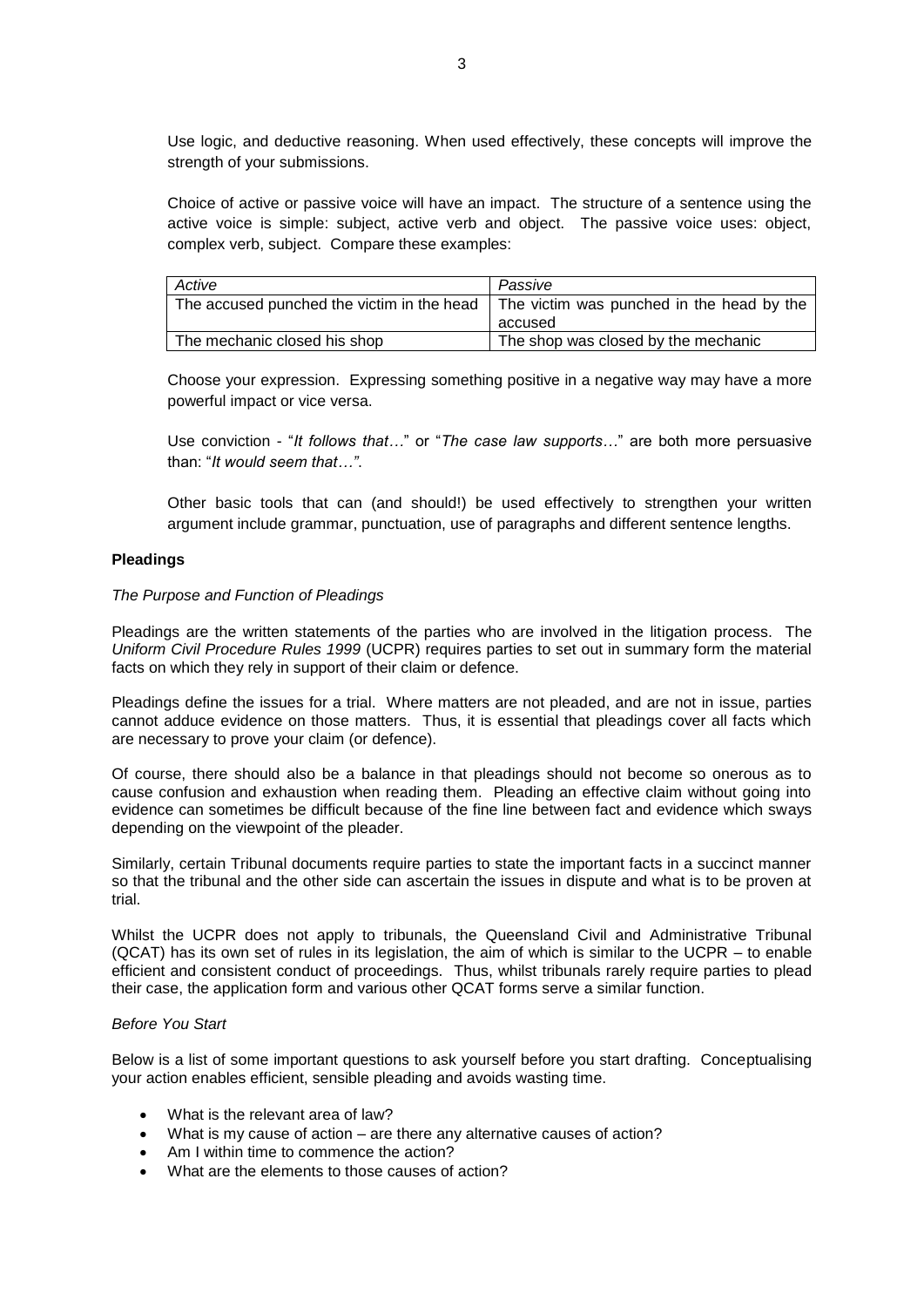Use logic, and deductive reasoning. When used effectively, these concepts will improve the strength of your submissions.

Choice of active or passive voice will have an impact. The structure of a sentence using the active voice is simple: subject, active verb and object. The passive voice uses: object, complex verb, subject. Compare these examples:

| *Active* | *Passive* |
| --- | --- |
| The accused punched the victim in the head | The victim was punched in the head by the accused |
| The mechanic closed his shop | The shop was closed by the mechanic |

Choose your expression. Expressing something positive in a negative way may have a more powerful impact or vice versa.

Use conviction - "*It follows that…*" or "*The case law supports…*" are both more persuasive than: "*It would seem that…"*.

Other basic tools that can (and should!) be used effectively to strengthen your written argument include grammar, punctuation, use of paragraphs and different sentence lengths.

**Pleadings**

*The Purpose and Function of Pleadings*

Pleadings are the written statements of the parties who are involved in the litigation process. The *Uniform Civil Procedure Rules 1999* (UCPR) requires parties to set out in summary form the material facts on which they rely in support of their claim or defence.

Pleadings define the issues for a trial. Where matters are not pleaded, and are not in issue, parties cannot adduce evidence on those matters. Thus, it is essential that pleadings cover all facts which are necessary to prove your claim (or defence).

Of course, there should also be a balance in that pleadings should not become so onerous as to cause confusion and exhaustion when reading them. Pleading an effective claim without going into evidence can sometimes be difficult because of the fine line between fact and evidence which sways depending on the viewpoint of the pleader.

Similarly, certain Tribunal documents require parties to state the important facts in a succinct manner so that the tribunal and the other side can ascertain the issues in dispute and what is to be proven at trial.

Whilst the UCPR does not apply to tribunals, the Queensland Civil and Administrative Tribunal (QCAT) has its own set of rules in its legislation, the aim of which is similar to the UCPR – to enable efficient and consistent conduct of proceedings. Thus, whilst tribunals rarely require parties to plead their case, the application form and various other QCAT forms serve a similar function.

*Before You Start*

Below is a list of some important questions to ask yourself before you start drafting. Conceptualising your action enables efficient, sensible pleading and avoids wasting time.

- What is the relevant area of law?
- What is my cause of action – are there any alternative causes of action?
- Am I within time to commence the action?
- What are the elements to those causes of action?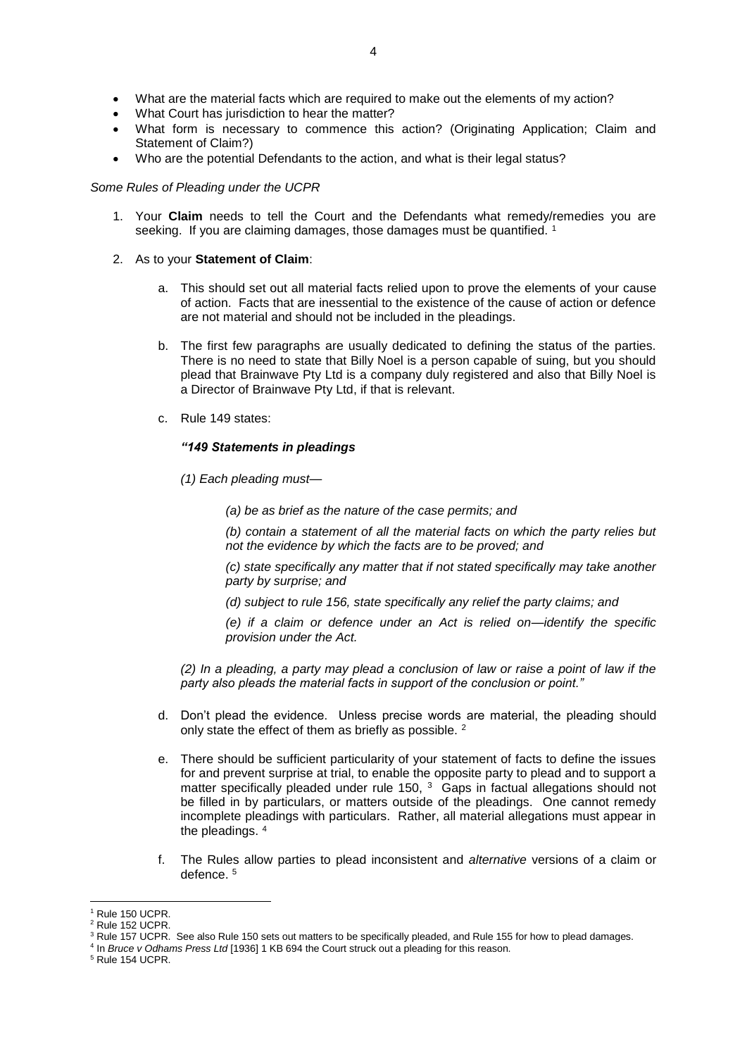- What are the material facts which are required to make out the elements of my action?
- What Court has jurisdiction to hear the matter?
- What form is necessary to commence this action? (Originating Application; Claim and Statement of Claim?)
- Who are the potential Defendants to the action, and what is their legal status?

*Some Rules of Pleading under the UCPR*

1. Your **Claim** needs to tell the Court and the Defendants what remedy/remedies you are seeking. If you are claiming damages, those damages must be quantified. [1]

2. As to your **Statement of Claim**:

   a. This should set out all material facts relied upon to prove the elements of your cause of action. Facts that are inessential to the existence of the cause of action or defence are not material and should not be included in the pleadings.

   b. The first few paragraphs are usually dedicated to defining the status of the parties. There is no need to state that Billy Noel is a person capable of suing, but you should plead that Brainwave Pty Ltd is a company duly registered and also that Billy Noel is a Director of Brainwave Pty Ltd, if that is relevant.

   c. Rule 149 states:

      ***"149 Statements in pleadings***

      *(1) Each pleading must—*

      *(a) be as brief as the nature of the case permits; and*

      *(b) contain a statement of all the material facts on which the party relies but not the evidence by which the facts are to be proved; and*

      *(c) state specifically any matter that if not stated specifically may take another party by surprise; and*

      *(d) subject to rule 156, state specifically any relief the party claims; and*

      *(e) if a claim or defence under an Act is relied on—identify the specific provision under the Act.*

      *(2) In a pleading, a party may plead a conclusion of law or raise a point of law if the party also pleads the material facts in support of the conclusion or point."*

   d. Don't plead the evidence. Unless precise words are material, the pleading should only state the effect of them as briefly as possible. [2]

   e. There should be sufficient particularity of your statement of facts to define the issues for and prevent surprise at trial, to enable the opposite party to plead and to support a matter specifically pleaded under rule 150, [3] Gaps in factual allegations should not be filled in by particulars, or matters outside of the pleadings. One cannot remedy incomplete pleadings with particulars. Rather, all material allegations must appear in the pleadings. [4]

   f. The Rules allow parties to plead inconsistent and *alternative* versions of a claim or defence. [5]

---

[1] Rule 150 UCPR.
[2] Rule 152 UCPR.
[3] Rule 157 UCPR. See also Rule 150 sets out matters to be specifically pleaded, and Rule 155 for how to plead damages.
[4] In *Bruce v Odhams Press Ltd* [1936] 1 KB 694 the Court struck out a pleading for this reason.
[5] Rule 154 UCPR.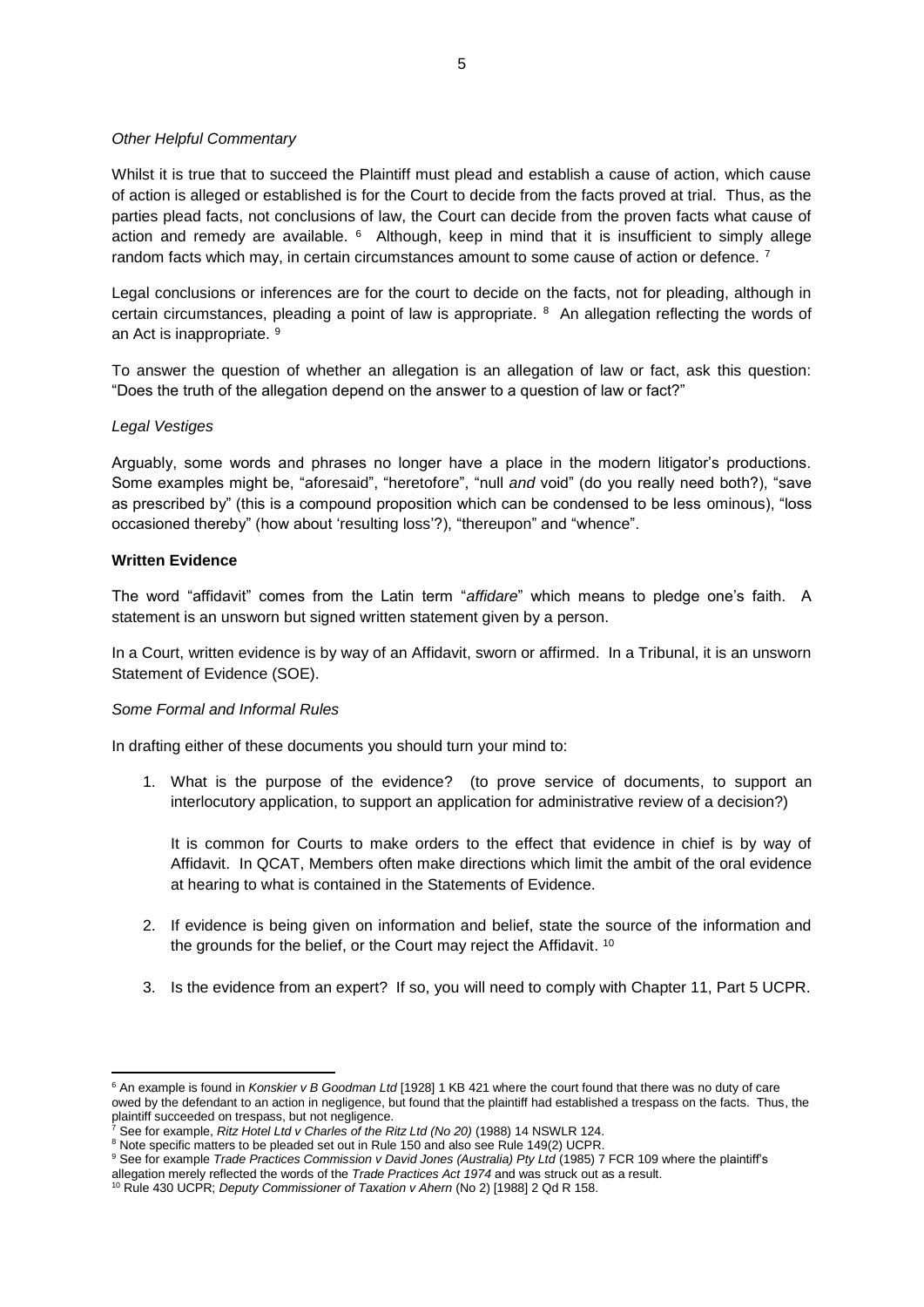*Other Helpful Commentary*

Whilst it is true that to succeed the Plaintiff must plead and establish a cause of action, which cause of action is alleged or established is for the Court to decide from the facts proved at trial. Thus, as the parties plead facts, not conclusions of law, the Court can decide from the proven facts what cause of action and remedy are available. [6] Although, keep in mind that it is insufficient to simply allege random facts which may, in certain circumstances amount to some cause of action or defence. [7]

Legal conclusions or inferences are for the court to decide on the facts, not for pleading, although in certain circumstances, pleading a point of law is appropriate. [8] An allegation reflecting the words of an Act is inappropriate. [9]

To answer the question of whether an allegation is an allegation of law or fact, ask this question: "Does the truth of the allegation depend on the answer to a question of law or fact?"

*Legal Vestiges*

Arguably, some words and phrases no longer have a place in the modern litigator's productions. Some examples might be, "aforesaid", "heretofore", "null *and* void" (do you really need both?), "save as prescribed by" (this is a compound proposition which can be condensed to be less ominous), "loss occasioned thereby" (how about 'resulting loss'?), "thereupon" and "whence".

**Written Evidence**

The word "affidavit" comes from the Latin term "*affidare*" which means to pledge one's faith. A statement is an unsworn but signed written statement given by a person.

In a Court, written evidence is by way of an Affidavit, sworn or affirmed. In a Tribunal, it is an unsworn Statement of Evidence (SOE).

*Some Formal and Informal Rules*

In drafting either of these documents you should turn your mind to:

1. What is the purpose of the evidence? (to prove service of documents, to support an interlocutory application, to support an application for administrative review of a decision?)

   It is common for Courts to make orders to the effect that evidence in chief is by way of Affidavit. In QCAT, Members often make directions which limit the ambit of the oral evidence at hearing to what is contained in the Statements of Evidence.

2. If evidence is being given on information and belief, state the source of the information and the grounds for the belief, or the Court may reject the Affidavit. [10]

3. Is the evidence from an expert? If so, you will need to comply with Chapter 11, Part 5 UCPR.

---

[6] An example is found in *Konskier v B Goodman Ltd* [1928] 1 KB 421 where the court found that there was no duty of care owed by the defendant to an action in negligence, but found that the plaintiff had established a trespass on the facts. Thus, the plaintiff succeeded on trespass, but not negligence.

[7] See for example, *Ritz Hotel Ltd v Charles of the Ritz Ltd (No 20)* (1988) 14 NSWLR 124.

[8] Note specific matters to be pleaded set out in Rule 150 and also see Rule 149(2) UCPR.

[9] See for example *Trade Practices Commission v David Jones (Australia) Pty Ltd* (1985) 7 FCR 109 where the plaintiff's allegation merely reflected the words of the *Trade Practices Act 1974* and was struck out as a result.

[10] Rule 430 UCPR; *Deputy Commissioner of Taxation v Ahern* (No 2) [1988] 2 Qd R 158.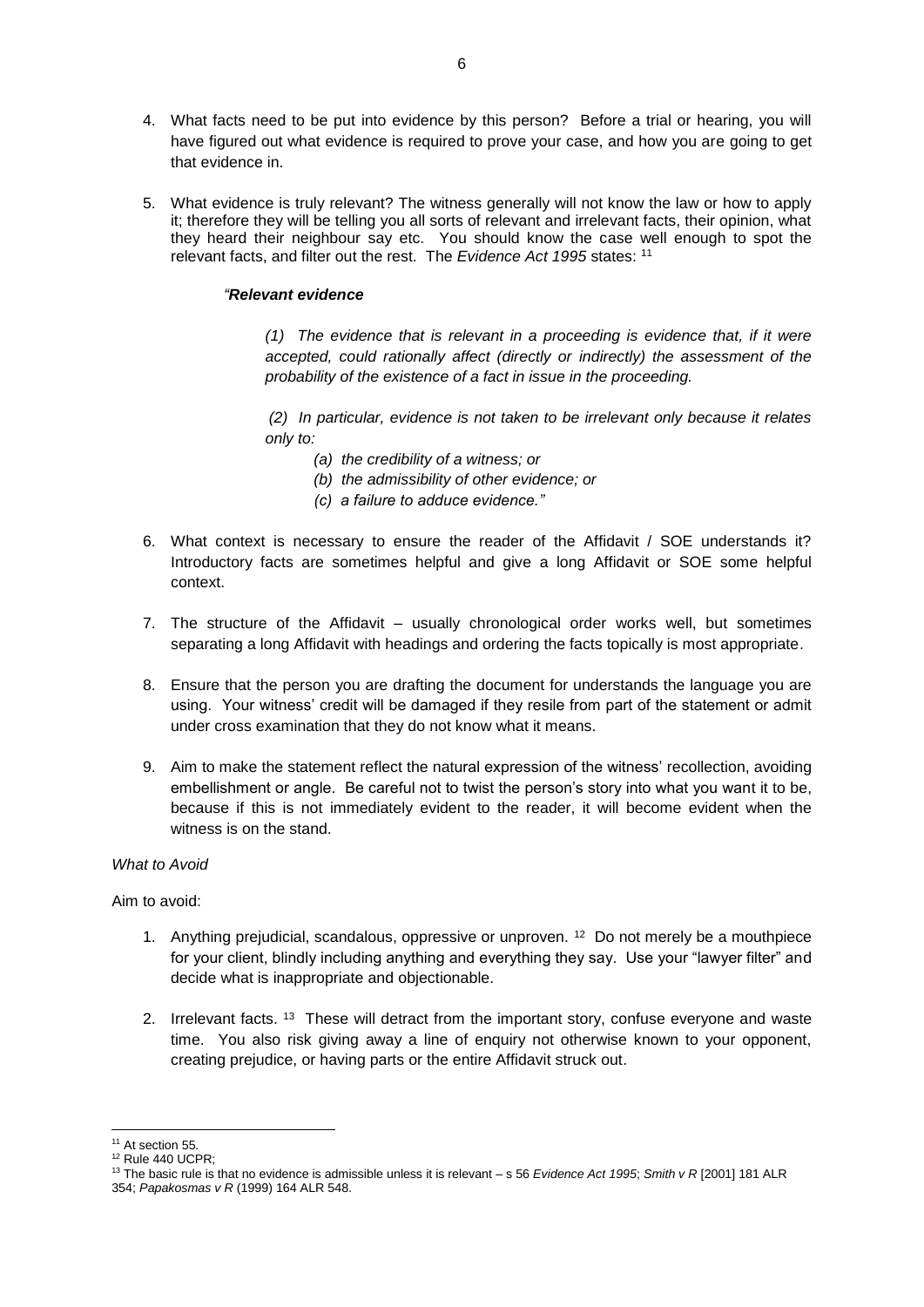4. What facts need to be put into evidence by this person? Before a trial or hearing, you will have figured out what evidence is required to prove your case, and how you are going to get that evidence in.

5. What evidence is truly relevant? The witness generally will not know the law or how to apply it; therefore they will be telling you all sorts of relevant and irrelevant facts, their opinion, what they heard their neighbour say etc. You should know the case well enough to spot the relevant facts, and filter out the rest. The *Evidence Act 1995* states: [11]

   *"**Relevant evidence***

   > *(1) The evidence that is relevant in a proceeding is evidence that, if it were accepted, could rationally affect (directly or indirectly) the assessment of the probability of the existence of a fact in issue in the proceeding.*
   >
   > *(2) In particular, evidence is not taken to be irrelevant only because it relates only to:*
   >
   > *(a) the credibility of a witness; or*
   > *(b) the admissibility of other evidence; or*
   > *(c) a failure to adduce evidence."*

6. What context is necessary to ensure the reader of the Affidavit / SOE understands it? Introductory facts are sometimes helpful and give a long Affidavit or SOE some helpful context.

7. The structure of the Affidavit – usually chronological order works well, but sometimes separating a long Affidavit with headings and ordering the facts topically is most appropriate.

8. Ensure that the person you are drafting the document for understands the language you are using. Your witness' credit will be damaged if they resile from part of the statement or admit under cross examination that they do not know what it means.

9. Aim to make the statement reflect the natural expression of the witness' recollection, avoiding embellishment or angle. Be careful not to twist the person's story into what you want it to be, because if this is not immediately evident to the reader, it will become evident when the witness is on the stand.

*What to Avoid*

Aim to avoid:

1. Anything prejudicial, scandalous, oppressive or unproven. [12] Do not merely be a mouthpiece for your client, blindly including anything and everything they say. Use your "lawyer filter" and decide what is inappropriate and objectionable.

2. Irrelevant facts. [13] These will detract from the important story, confuse everyone and waste time. You also risk giving away a line of enquiry not otherwise known to your opponent, creating prejudice, or having parts or the entire Affidavit struck out.

---

[11] At section 55.

[12] Rule 440 UCPR;

[13] The basic rule is that no evidence is admissible unless it is relevant – s 56 *Evidence Act 1995*; *Smith v R* [2001] 181 ALR 354; *Papakosmas v R* (1999) 164 ALR 548.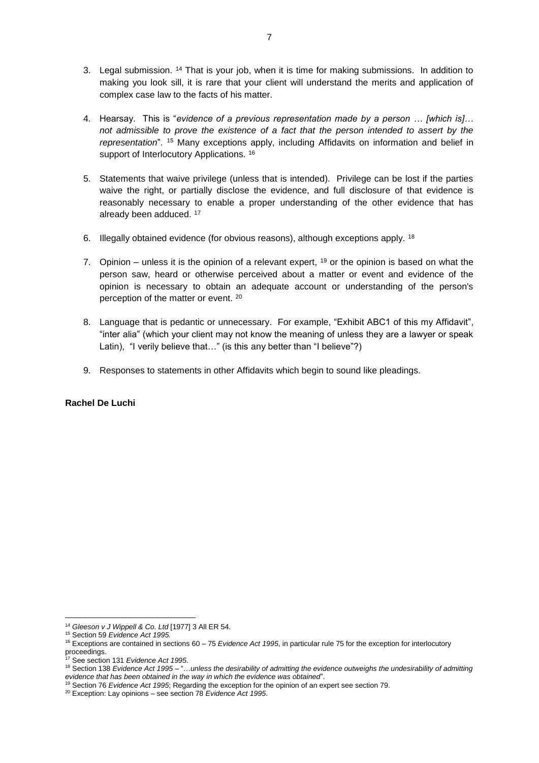3. Legal submission. [14] That is your job, when it is time for making submissions. In addition to making you look sill, it is rare that your client will understand the merits and application of complex case law to the facts of his matter.

4. Hearsay. This is "*evidence of a previous representation made by a person … [which is]… not admissible to prove the existence of a fact that the person intended to assert by the representation*". [15] Many exceptions apply, including Affidavits on information and belief in support of Interlocutory Applications. [16]

5. Statements that waive privilege (unless that is intended). Privilege can be lost if the parties waive the right, or partially disclose the evidence, and full disclosure of that evidence is reasonably necessary to enable a proper understanding of the other evidence that has already been adduced. [17]

6. Illegally obtained evidence (for obvious reasons), although exceptions apply. [18]

7. Opinion – unless it is the opinion of a relevant expert, [19] or the opinion is based on what the person saw, heard or otherwise perceived about a matter or event and evidence of the opinion is necessary to obtain an adequate account or understanding of the person's perception of the matter or event. [20]

8. Language that is pedantic or unnecessary. For example, "Exhibit ABC1 of this my Affidavit", "inter alia" (which your client may not know the meaning of unless they are a lawyer or speak Latin), "I verily believe that…" (is this any better than "I believe"?)

9. Responses to statements in other Affidavits which begin to sound like pleadings.

**Rachel De Luchi**

---

[14] *Gleeson v J Wippell & Co. Ltd* [1977] 3 All ER 54.

[15] Section 59 *Evidence Act 1995.*

[16] Exceptions are contained in sections 60 – 75 *Evidence Act 1995*, in particular rule 75 for the exception for interlocutory proceedings.

[17] See section 131 *Evidence Act 1995*.

[18] Section 138 *Evidence Act 1995* – "…*unless the desirability of admitting the evidence outweighs the undesirability of admitting evidence that has been obtained in the way in which the evidence was obtained*".

[19] Section 76 *Evidence Act 1995*; Regarding the exception for the opinion of an expert see section 79.

[20] Exception: Lay opinions – see section 78 *Evidence Act 1995*.